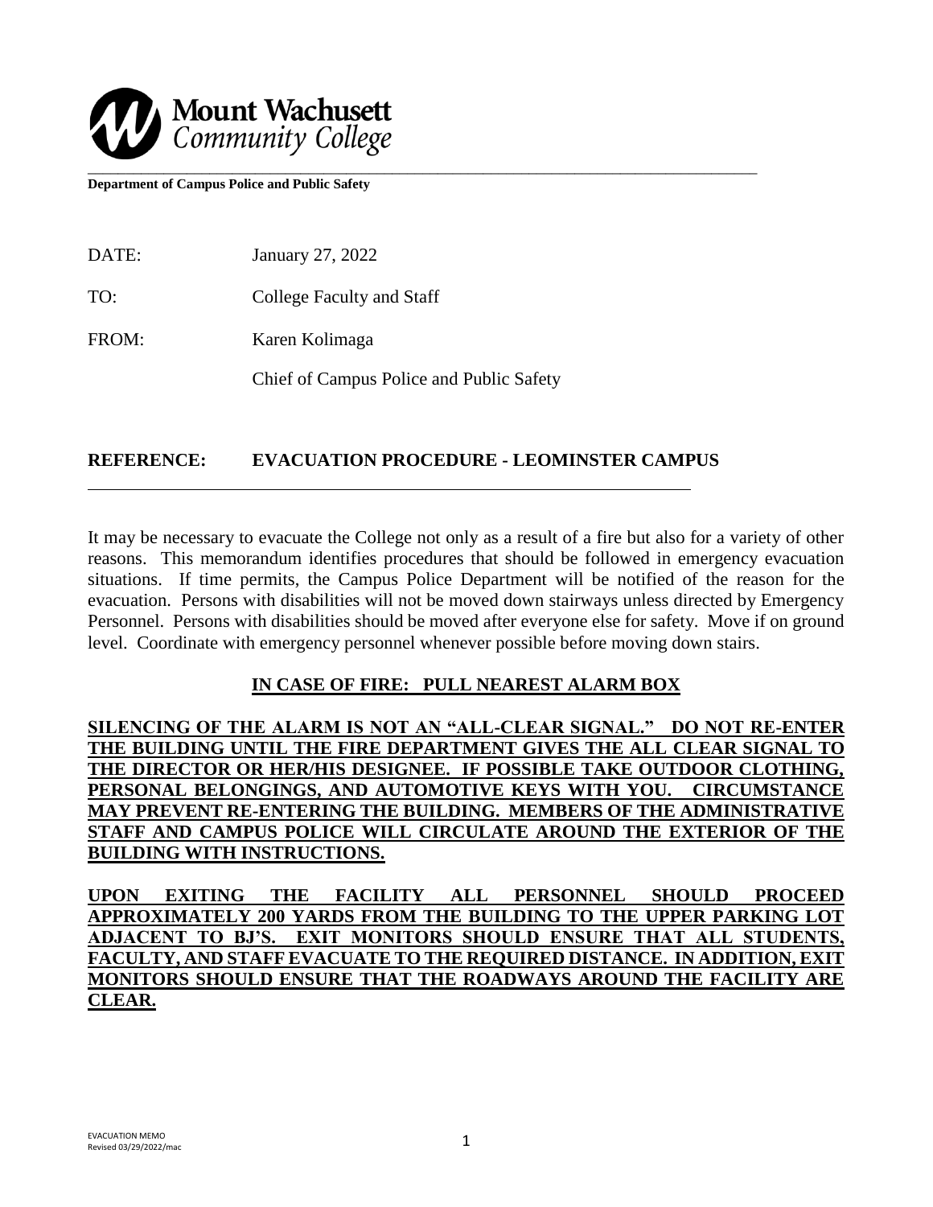**Mount Wachusett Community College**

**Department of Campus Police and Public Safety**

DATE: January 27, 2022

TO: College Faculty and Staff

FROM: Karen Kolimaga

Chief of Campus Police and Public Safety

**REFERENCE: EVACUATION PROCEDURE - LEOMINSTER CAMPUS**

It may be necessary to evacuate the College not only as a result of a fire but also for a variety of other reasons. This memorandum identifies procedures that should be followed in emergency evacuation situations. If time permits, the Campus Police Department will be notified of the reason for the evacuation. Persons with disabilities will not be moved down stairways unless directed by Emergency Personnel. Persons with disabilities should be moved after everyone else for safety. Move if on ground level. Coordinate with emergency personnel whenever possible before moving down stairs.

**IN CASE OF FIRE: PULL NEAREST ALARM BOX**

**SILENCING OF THE ALARM IS NOT AN "ALL-CLEAR SIGNAL." DO NOT RE-ENTER THE BUILDING UNTIL THE FIRE DEPARTMENT GIVES THE ALL CLEAR SIGNAL TO THE DIRECTOR OR HER/HIS DESIGNEE. IF POSSIBLE TAKE OUTDOOR CLOTHING, PERSONAL BELONGINGS, AND AUTOMOTIVE KEYS WITH YOU. CIRCUMSTANCE MAY PREVENT RE-ENTERING THE BUILDING. MEMBERS OF THE ADMINISTRATIVE STAFF AND CAMPUS POLICE WILL CIRCULATE AROUND THE EXTERIOR OF THE BUILDING WITH INSTRUCTIONS.**

**UPON EXITING THE FACILITY ALL PERSONNEL SHOULD PROCEED APPROXIMATELY 200 YARDS FROM THE BUILDING TO THE UPPER PARKING LOT ADJACENT TO BJ'S. EXIT MONITORS SHOULD ENSURE THAT ALL STUDENTS, FACULTY, AND STAFF EVACUATE TO THE REQUIRED DISTANCE. IN ADDITION, EXIT MONITORS SHOULD ENSURE THAT THE ROADWAYS AROUND THE FACILITY ARE CLEAR.**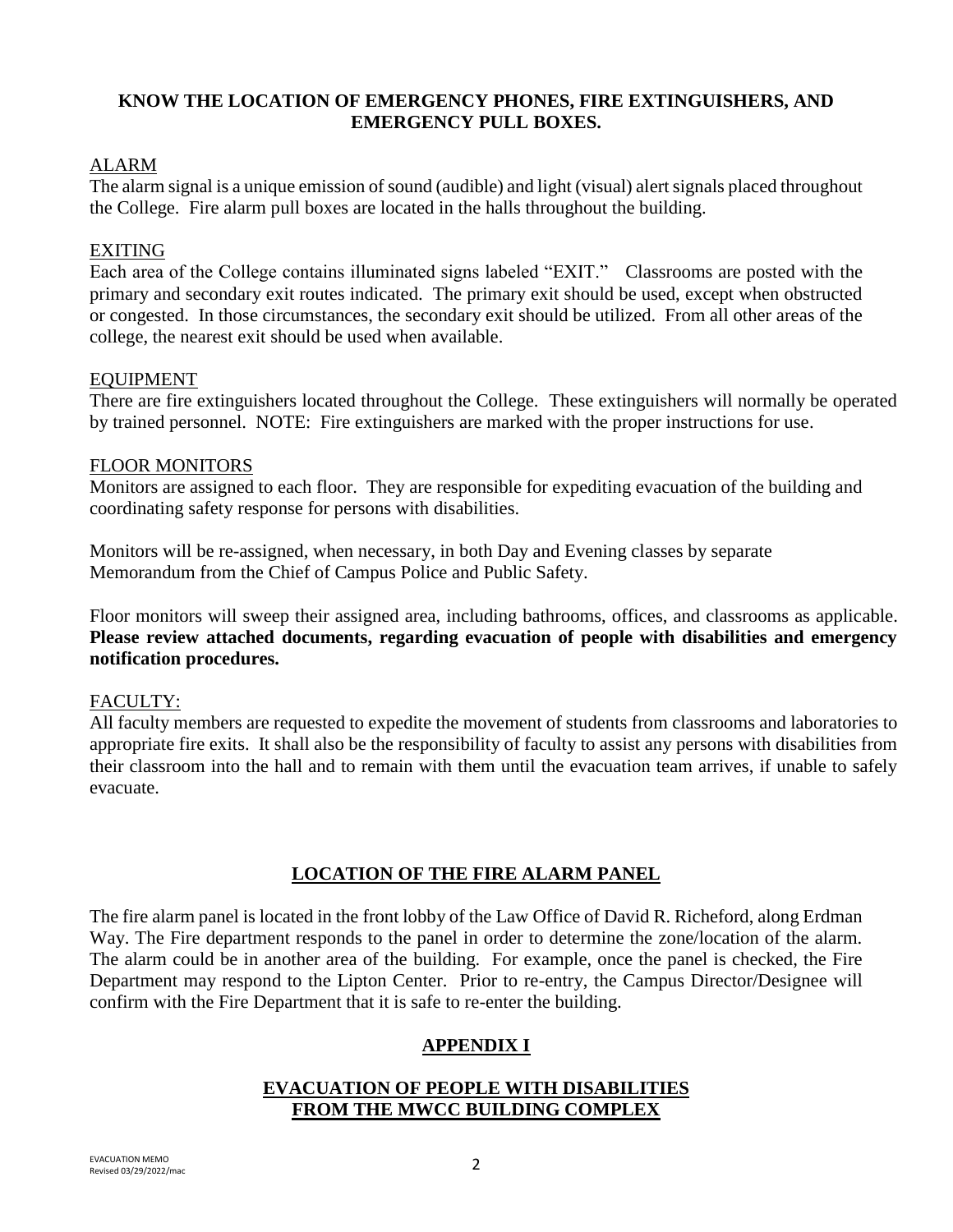**KNOW THE LOCATION OF EMERGENCY PHONES, FIRE EXTINGUISHERS, AND EMERGENCY PULL BOXES.**

ALARM

The alarm signal is a unique emission of sound (audible) and light (visual) alert signals placed throughout the College. Fire alarm pull boxes are located in the halls throughout the building.

EXITING

Each area of the College contains illuminated signs labeled "EXIT." Classrooms are posted with the primary and secondary exit routes indicated. The primary exit should be used, except when obstructed or congested. In those circumstances, the secondary exit should be utilized. From all other areas of the college, the nearest exit should be used when available.

EQUIPMENT

There are fire extinguishers located throughout the College. These extinguishers will normally be operated by trained personnel. NOTE: Fire extinguishers are marked with the proper instructions for use.

FLOOR MONITORS

Monitors are assigned to each floor. They are responsible for expediting evacuation of the building and coordinating safety response for persons with disabilities.

Monitors will be re-assigned, when necessary, in both Day and Evening classes by separate Memorandum from the Chief of Campus Police and Public Safety.

Floor monitors will sweep their assigned area, including bathrooms, offices, and classrooms as applicable. **Please review attached documents, regarding evacuation of people with disabilities and emergency notification procedures.**

FACULTY:

All faculty members are requested to expedite the movement of students from classrooms and laboratories to appropriate fire exits. It shall also be the responsibility of faculty to assist any persons with disabilities from their classroom into the hall and to remain with them until the evacuation team arrives, if unable to safely evacuate.

## LOCATION OF THE FIRE ALARM PANEL

The fire alarm panel is located in the front lobby of the Law Office of David R. Richeford, along Erdman Way. The Fire department responds to the panel in order to determine the zone/location of the alarm. The alarm could be in another area of the building. For example, once the panel is checked, the Fire Department may respond to the Lipton Center. Prior to re-entry, the Campus Director/Designee will confirm with the Fire Department that it is safe to re-enter the building.

## APPENDIX I

## EVACUATION OF PEOPLE WITH DISABILITIES FROM THE MWCC BUILDING COMPLEX

EVACUATION MEMO
Revised 03/29/2022/mac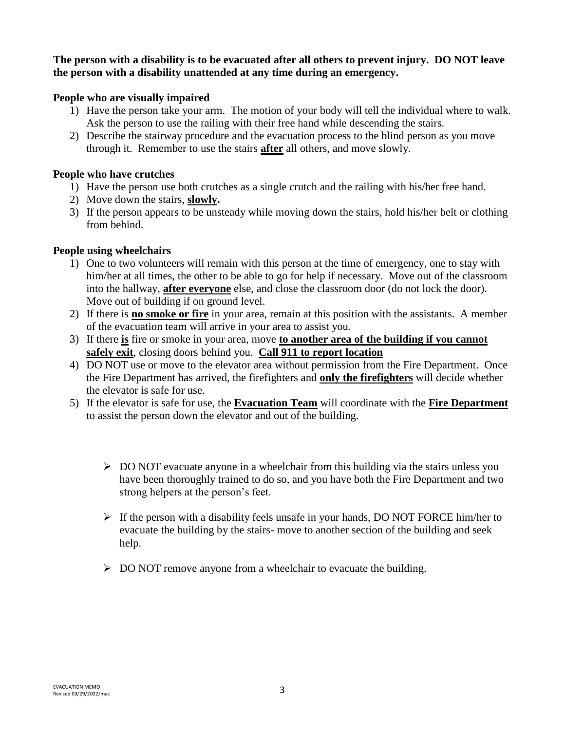**The person with a disability is to be evacuated after all others to prevent injury. DO NOT leave the person with a disability unattended at any time during an emergency.**

**People who are visually impaired**

1) Have the person take your arm. The motion of your body will tell the individual where to walk. Ask the person to use the railing with their free hand while descending the stairs.
2) Describe the stairway procedure and the evacuation process to the blind person as you move through it. Remember to use the stairs **<u>after</u>** all others, and move slowly.

**People who have crutches**

1) Have the person use both crutches as a single crutch and the railing with his/her free hand.
2) Move down the stairs, **<u>slowly</u>.**
3) If the person appears to be unsteady while moving down the stairs, hold his/her belt or clothing from behind.

**People using wheelchairs**

1) One to two volunteers will remain with this person at the time of emergency, one to stay with him/her at all times, the other to be able to go for help if necessary. Move out of the classroom into the hallway, **<u>after everyone</u>** else, and close the classroom door (do not lock the door). Move out of building if on ground level.
2) If there is **<u>no smoke or fire</u>** in your area, remain at this position with the assistants. A member of the evacuation team will arrive in your area to assist you.
3) If there **<u>is</u>** fire or smoke in your area, move **<u>to another area of the building if you cannot safely exit</u>**, closing doors behind you. **<u>Call 911 to report location</u>**
4) DO NOT use or move to the elevator area without permission from the Fire Department. Once the Fire Department has arrived, the firefighters and **<u>only the firefighters</u>** will decide whether the elevator is safe for use.
5) If the elevator is safe for use, the **<u>Evacuation Team</u>** will coordinate with the **<u>Fire Department</u>** to assist the person down the elevator and out of the building.

- DO NOT evacuate anyone in a wheelchair from this building via the stairs unless you have been thoroughly trained to do so, and you have both the Fire Department and two strong helpers at the person's feet.
- If the person with a disability feels unsafe in your hands, DO NOT FORCE him/her to evacuate the building by the stairs- move to another section of the building and seek help.
- DO NOT remove anyone from a wheelchair to evacuate the building.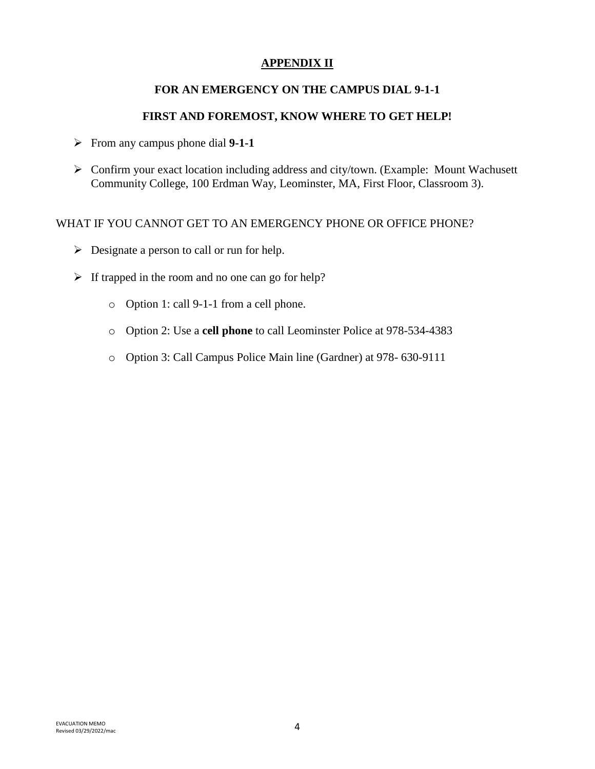# APPENDIX II

## FOR AN EMERGENCY ON THE CAMPUS DIAL 9-1-1

## FIRST AND FOREMOST, KNOW WHERE TO GET HELP!

- From any campus phone dial **9-1-1**
- Confirm your exact location including address and city/town. (Example: Mount Wachusett Community College, 100 Erdman Way, Leominster, MA, First Floor, Classroom 3).

WHAT IF YOU CANNOT GET TO AN EMERGENCY PHONE OR OFFICE PHONE?

- Designate a person to call or run for help.
- If trapped in the room and no one can go for help?
  - Option 1: call 9-1-1 from a cell phone.
  - Option 2: Use a **cell phone** to call Leominster Police at 978-534-4383
  - Option 3: Call Campus Police Main line (Gardner) at 978- 630-9111